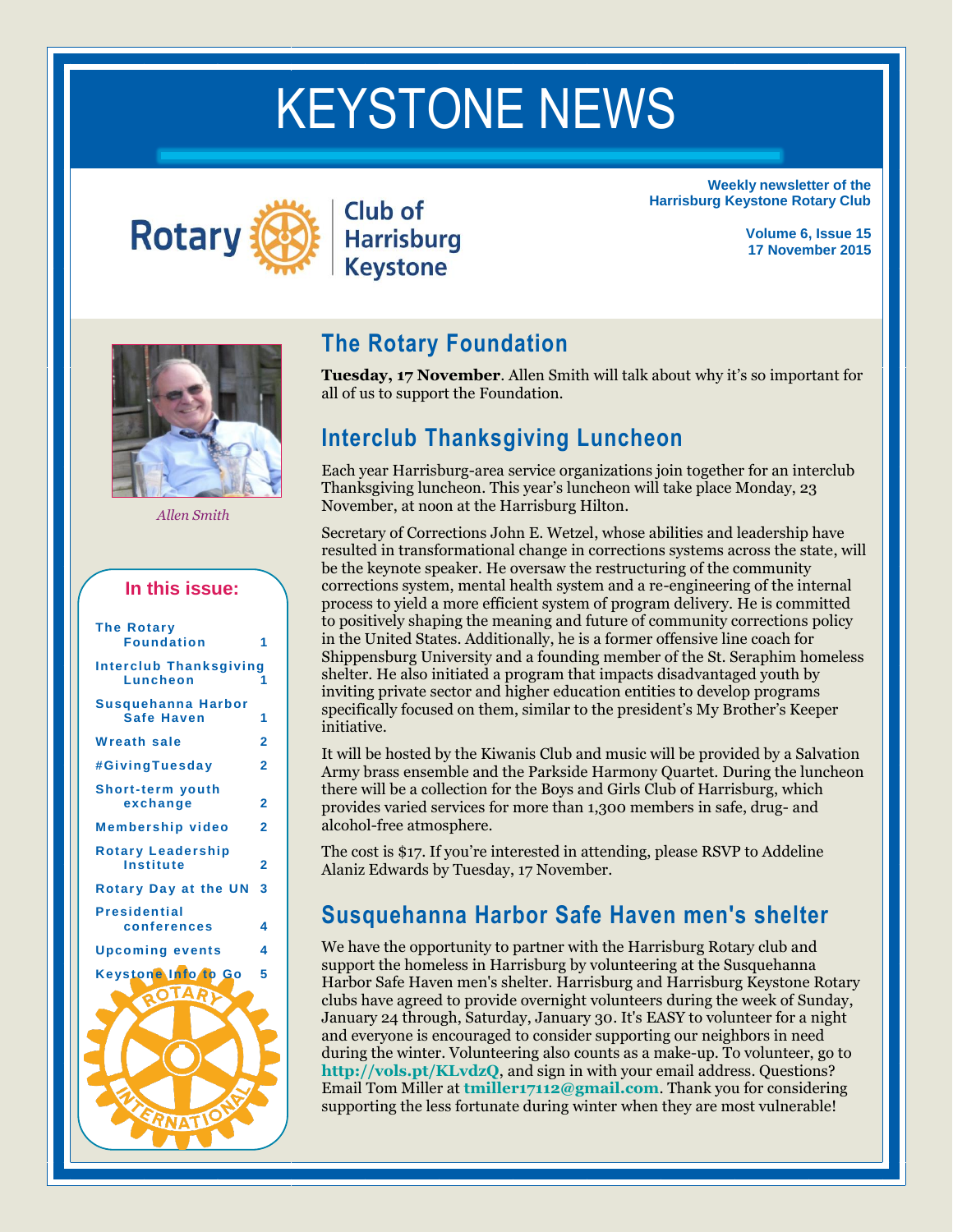# KEYSTONE NEWS

Rotary Club of Harrisburg Keystone

**Weekly newsletter of the Harrisburg Keystone Rotary Club**

**Volume 6, Issue 15**
**17 November 2015**

*Allen Smith*

**In this issue:**

| | |
|---|---|
| The Rotary Foundation | 1 |
| Interclub Thanksgiving Luncheon | 1 |
| Susquehanna Harbor Safe Haven | 1 |
| Wreath sale | 2 |
| #GivingTuesday | 2 |
| Short-term youth exchange | 2 |
| Membership video | 2 |
| Rotary Leadership Institute | 2 |
| Rotary Day at the UN | 3 |
| Presidential conferences | 4 |
| Upcoming events | 4 |
| Keystone Info to Go | 5 |

## The Rotary Foundation

**Tuesday, 17 November**. Allen Smith will talk about why it's so important for all of us to support the Foundation.

## Interclub Thanksgiving Luncheon

Each year Harrisburg-area service organizations join together for an interclub Thanksgiving luncheon. This year's luncheon will take place Monday, 23 November, at noon at the Harrisburg Hilton.

Secretary of Corrections John E. Wetzel, whose abilities and leadership have resulted in transformational change in corrections systems across the state, will be the keynote speaker. He oversaw the restructuring of the community corrections system, mental health system and a re-engineering of the internal process to yield a more efficient system of program delivery. He is committed to positively shaping the meaning and future of community corrections policy in the United States. Additionally, he is a former offensive line coach for Shippensburg University and a founding member of the St. Seraphim homeless shelter. He also initiated a program that impacts disadvantaged youth by inviting private sector and higher education entities to develop programs specifically focused on them, similar to the president's My Brother's Keeper initiative.

It will be hosted by the Kiwanis Club and music will be provided by a Salvation Army brass ensemble and the Parkside Harmony Quartet. During the luncheon there will be a collection for the Boys and Girls Club of Harrisburg, which provides varied services for more than 1,300 members in safe, drug- and alcohol-free atmosphere.

The cost is $17. If you're interested in attending, please RSVP to Addeline Alaniz Edwards by Tuesday, 17 November.

## Susquehanna Harbor Safe Haven men's shelter

We have the opportunity to partner with the Harrisburg Rotary club and support the homeless in Harrisburg by volunteering at the Susquehanna Harbor Safe Haven men's shelter. Harrisburg and Harrisburg Keystone Rotary clubs have agreed to provide overnight volunteers during the week of Sunday, January 24 through, Saturday, January 30. It's EASY to volunteer for a night and everyone is encouraged to consider supporting our neighbors in need during the winter. Volunteering also counts as a make-up. To volunteer, go to **http://vols.pt/KLvdzQ**, and sign in with your email address. Questions? Email Tom Miller at **tmiller17112@gmail.com**. Thank you for considering supporting the less fortunate during winter when they are most vulnerable!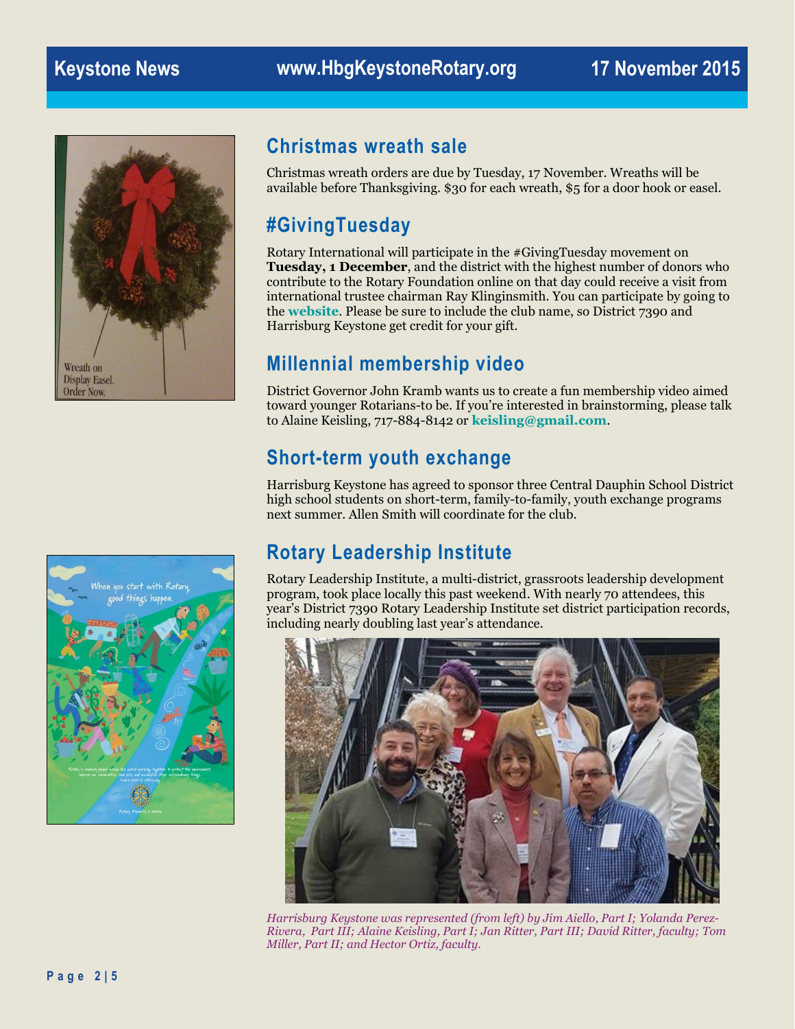## Christmas wreath sale

Christmas wreath orders are due by Tuesday, 17 November. Wreaths will be available before Thanksgiving. $30 for each wreath, $5 for a door hook or easel.

Wreath on Display Easel. Order Now.

## #GivingTuesday

Rotary International will participate in the #GivingTuesday movement on **Tuesday, 1 December**, and the district with the highest number of donors who contribute to the Rotary Foundation online on that day could receive a visit from international trustee chairman Ray Klinginsmith. You can participate by going to the **website**. Please be sure to include the club name, so District 7390 and Harrisburg Keystone get credit for your gift.

## Millennial membership video

District Governor John Kramb wants us to create a fun membership video aimed toward younger Rotarians-to be. If you're interested in brainstorming, please talk to Alaine Keisling, 717-884-8142 or **keisling@gmail.com**.

## Short-term youth exchange

Harrisburg Keystone has agreed to sponsor three Central Dauphin School District high school students on short-term, family-to-family, youth exchange programs next summer. Allen Smith will coordinate for the club.

## Rotary Leadership Institute

Rotary Leadership Institute, a multi-district, grassroots leadership development program, took place locally this past weekend. With nearly 70 attendees, this year's District 7390 Rotary Leadership Institute set district participation records, including nearly doubling last year's attendance.

*Harrisburg Keystone was represented (from left) by Jim Aiello, Part I; Yolanda Perez-Rivera, Part III; Alaine Keisling, Part I; Jan Ritter, Part III; David Ritter, faculty; Tom Miller, Part II; and Hector Ortiz, faculty.*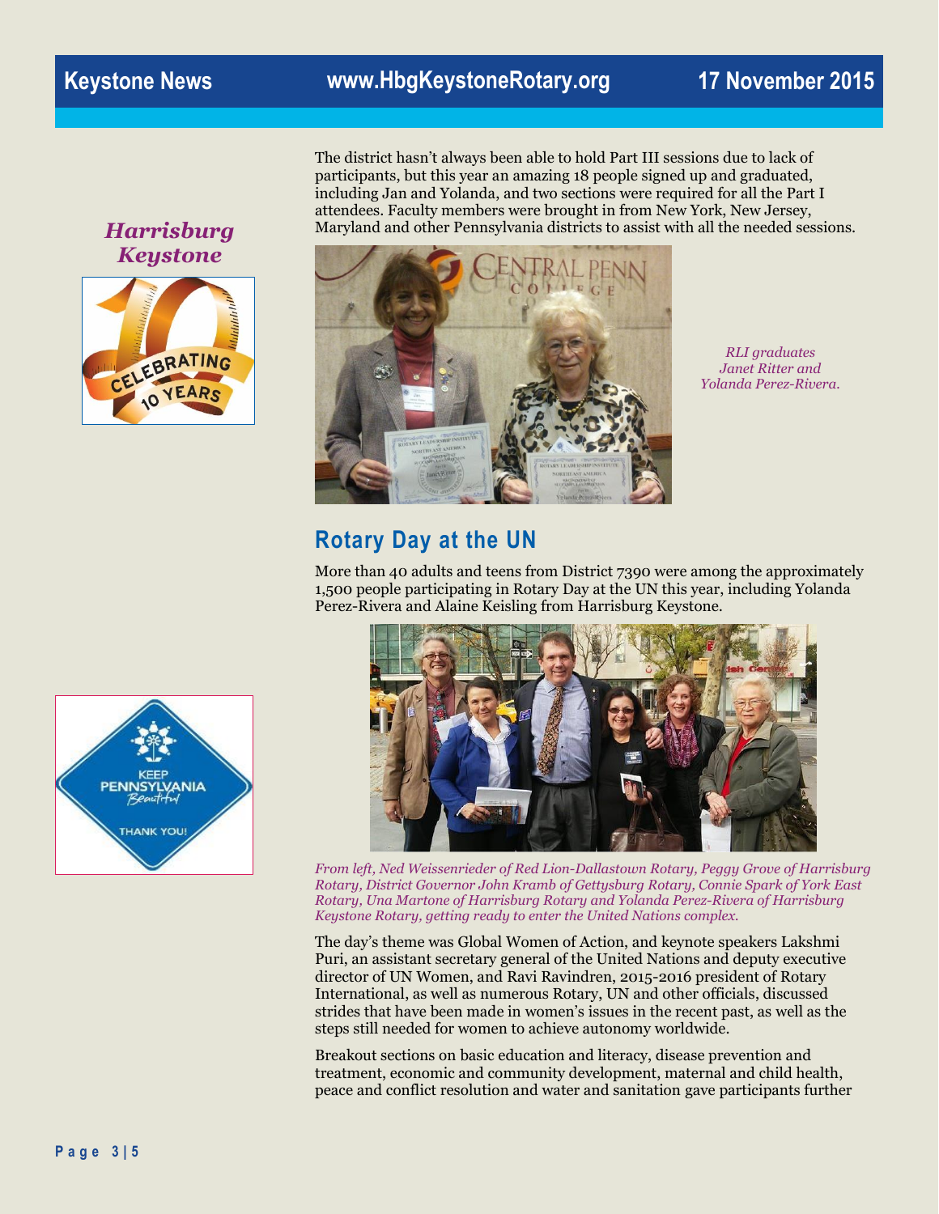*Harrisburg Keystone*

The district hasn't always been able to hold Part III sessions due to lack of participants, but this year an amazing 18 people signed up and graduated, including Jan and Yolanda, and two sections were required for all the Part I attendees. Faculty members were brought in from New York, New Jersey, Maryland and other Pennsylvania districts to assist with all the needed sessions.

*RLI graduates Janet Ritter and Yolanda Perez-Rivera.*

## Rotary Day at the UN

More than 40 adults and teens from District 7390 were among the approximately 1,500 people participating in Rotary Day at the UN this year, including Yolanda Perez-Rivera and Alaine Keisling from Harrisburg Keystone.

*From left, Ned Weissenrieder of Red Lion-Dallastown Rotary, Peggy Grove of Harrisburg Rotary, District Governor John Kramb of Gettysburg Rotary, Connie Spark of York East Rotary, Una Martone of Harrisburg Rotary and Yolanda Perez-Rivera of Harrisburg Keystone Rotary, getting ready to enter the United Nations complex.*

The day's theme was Global Women of Action, and keynote speakers Lakshmi Puri, an assistant secretary general of the United Nations and deputy executive director of UN Women, and Ravi Ravindren, 2015-2016 president of Rotary International, as well as numerous Rotary, UN and other officials, discussed strides that have been made in women's issues in the recent past, as well as the steps still needed for women to achieve autonomy worldwide.

Breakout sections on basic education and literacy, disease prevention and treatment, economic and community development, maternal and child health, peace and conflict resolution and water and sanitation gave participants further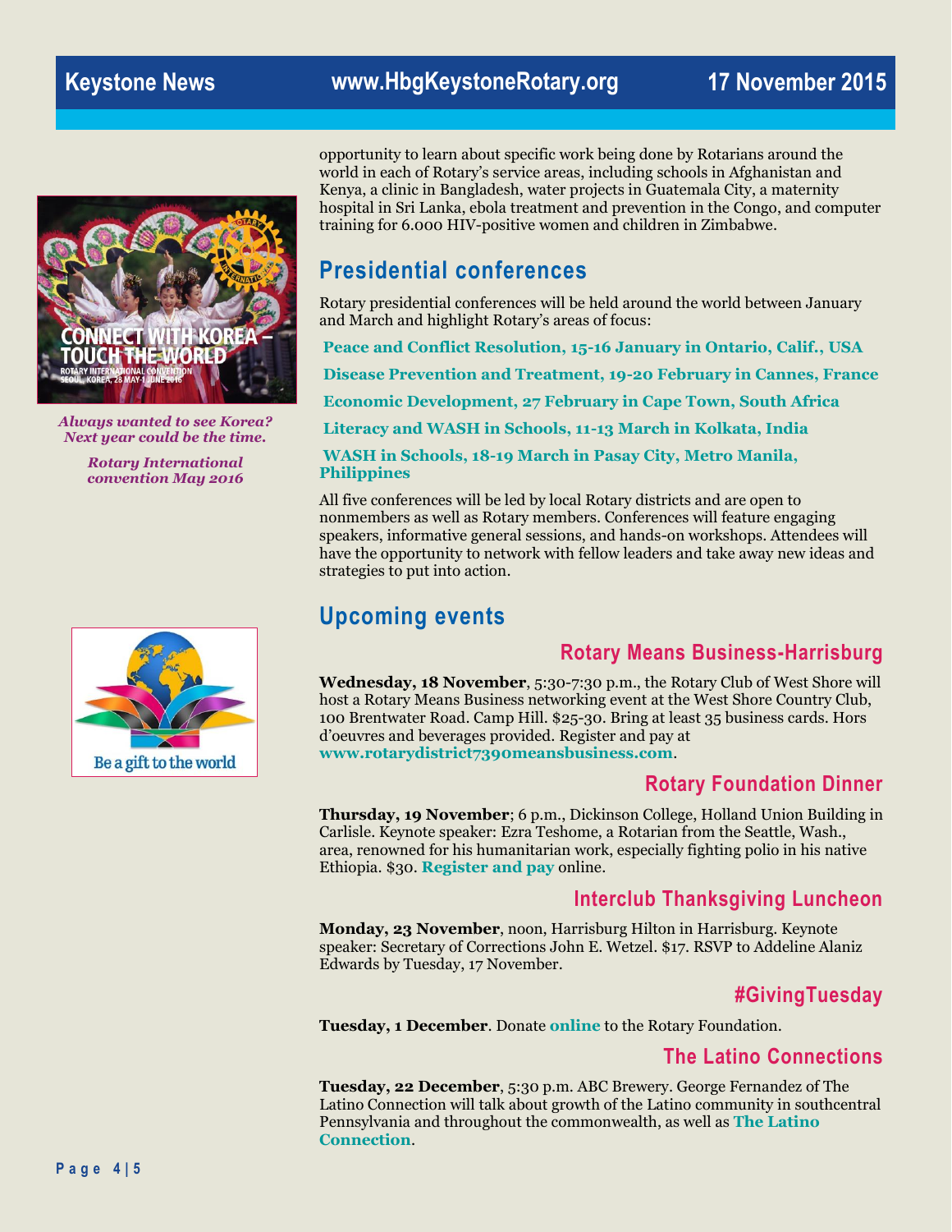opportunity to learn about specific work being done by Rotarians around the world in each of Rotary's service areas, including schools in Afghanistan and Kenya, a clinic in Bangladesh, water projects in Guatemala City, a maternity hospital in Sri Lanka, ebola treatment and prevention in the Congo, and computer training for 6.000 HIV-positive women and children in Zimbabwe.

*Always wanted to see Korea? Next year could be the time.*

*Rotary International convention May 2016*

## Presidential conferences

Rotary presidential conferences will be held around the world between January and March and highlight Rotary's areas of focus:

**Peace and Conflict Resolution, 15-16 January in Ontario, Calif., USA**

**Disease Prevention and Treatment, 19-20 February in Cannes, France**

**Economic Development, 27 February in Cape Town, South Africa**

**Literacy and WASH in Schools, 11-13 March in Kolkata, India**

**WASH in Schools, 18-19 March in Pasay City, Metro Manila, Philippines**

All five conferences will be led by local Rotary districts and are open to nonmembers as well as Rotary members. Conferences will feature engaging speakers, informative general sessions, and hands-on workshops. Attendees will have the opportunity to network with fellow leaders and take away new ideas and strategies to put into action.

## Upcoming events

### Rotary Means Business-Harrisburg

**Wednesday, 18 November**, 5:30-7:30 p.m., the Rotary Club of West Shore will host a Rotary Means Business networking event at the West Shore Country Club, 100 Brentwater Road. Camp Hill. $25-30. Bring at least 35 business cards. Hors d'oeuvres and beverages provided. Register and pay at **www.rotarydistrict7390meansbusiness.com**.

### Rotary Foundation Dinner

**Thursday, 19 November**; 6 p.m., Dickinson College, Holland Union Building in Carlisle. Keynote speaker: Ezra Teshome, a Rotarian from the Seattle, Wash., area, renowned for his humanitarian work, especially fighting polio in his native Ethiopia. $30. **Register and pay** online.

### Interclub Thanksgiving Luncheon

**Monday, 23 November**, noon, Harrisburg Hilton in Harrisburg. Keynote speaker: Secretary of Corrections John E. Wetzel. $17. RSVP to Addeline Alaniz Edwards by Tuesday, 17 November.

### #GivingTuesday

**Tuesday, 1 December**. Donate **online** to the Rotary Foundation.

### The Latino Connections

**Tuesday, 22 December**, 5:30 p.m. ABC Brewery. George Fernandez of The Latino Connection will talk about growth of the Latino community in southcentral Pennsylvania and throughout the commonwealth, as well as **The Latino Connection**.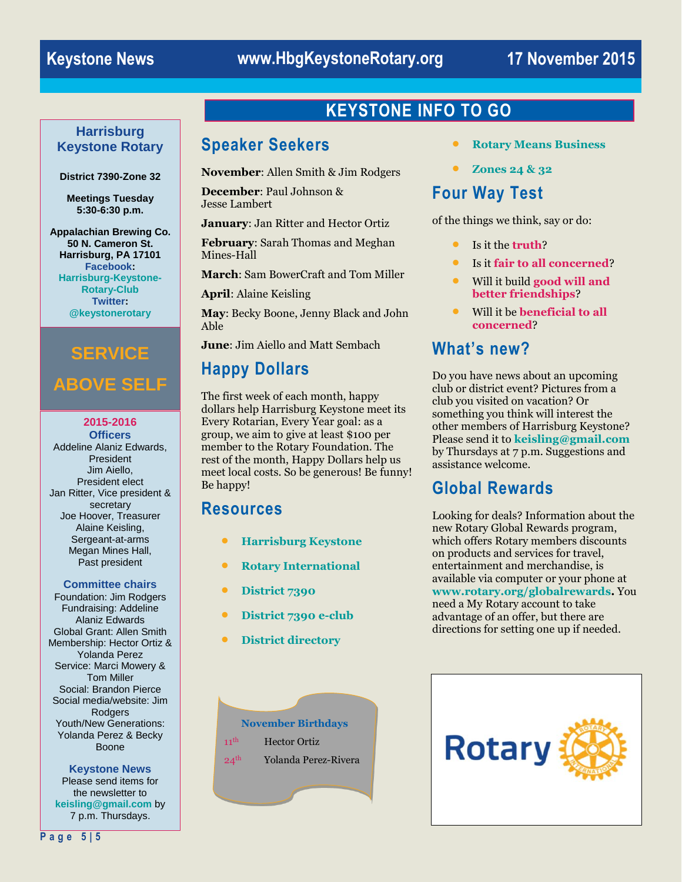## KEYSTONE INFO TO GO

### Harrisburg Keystone Rotary

**District 7390-Zone 32**

**Meetings Tuesday 5:30-6:30 p.m.**

**Appalachian Brewing Co.**
**50 N. Cameron St.**
**Harrisburg, PA 17101**
**Facebook: Harrisburg-Keystone-Rotary-Club**
**Twitter: @keystonerotary**

**SERVICE ABOVE SELF**

**2015-2016 Officers**

Addeline Alaniz Edwards, President
Jim Aiello, President elect
Jan Ritter, Vice president & secretary
Joe Hoover, Treasurer
Alaine Keisling, Sergeant-at-arms
Megan Mines Hall, Past president

**Committee chairs**

Foundation: Jim Rodgers
Fundraising: Addeline Alaniz Edwards
Global Grant: Allen Smith
Membership: Hector Ortiz & Yolanda Perez
Service: Marci Mowery & Tom Miller
Social: Brandon Pierce
Social media/website: Jim Rodgers
Youth/New Generations: Yolanda Perez & Becky Boone

**Keystone News**

Please send items for the newsletter to **keisling@gmail.com** by 7 p.m. Thursdays.

## Speaker Seekers

**November**: Allen Smith & Jim Rodgers

**December**: Paul Johnson & Jesse Lambert

**January**: Jan Ritter and Hector Ortiz

**February**: Sarah Thomas and Meghan Mines-Hall

**March**: Sam BowerCraft and Tom Miller

**April**: Alaine Keisling

**May**: Becky Boone, Jenny Black and John Able

**June**: Jim Aiello and Matt Sembach

## Happy Dollars

The first week of each month, happy dollars help Harrisburg Keystone meet its Every Rotarian, Every Year goal: as a group, we aim to give at least $100 per member to the Rotary Foundation. The rest of the month, Happy Dollars help us meet local costs. So be generous! Be funny! Be happy!

## Resources

- **Harrisburg Keystone**
- **Rotary International**
- **District 7390**
- **District 7390 e-club**
- **District directory**
- **Rotary Means Business**
- **Zones 24 & 32**

**November Birthdays**

11th Hector Ortiz
24th Yolanda Perez-Rivera

## Four Way Test

of the things we think, say or do:

- Is it the **truth**?
- Is it **fair to all concerned**?
- Will it build **good will and better friendships**?
- Will it be **beneficial to all concerned**?

## What's new?

Do you have news about an upcoming club or district event? Pictures from a club you visited on vacation? Or something you think will interest the other members of Harrisburg Keystone? Please send it to **keisling@gmail.com** by Thursdays at 7 p.m. Suggestions and assistance welcome.

## Global Rewards

Looking for deals? Information about the new Rotary Global Rewards program, which offers Rotary members discounts on products and services for travel, entertainment and merchandise, is available via computer or your phone at **www.rotary.org/globalrewards.** You need a My Rotary account to take advantage of an offer, but there are directions for setting one up if needed.